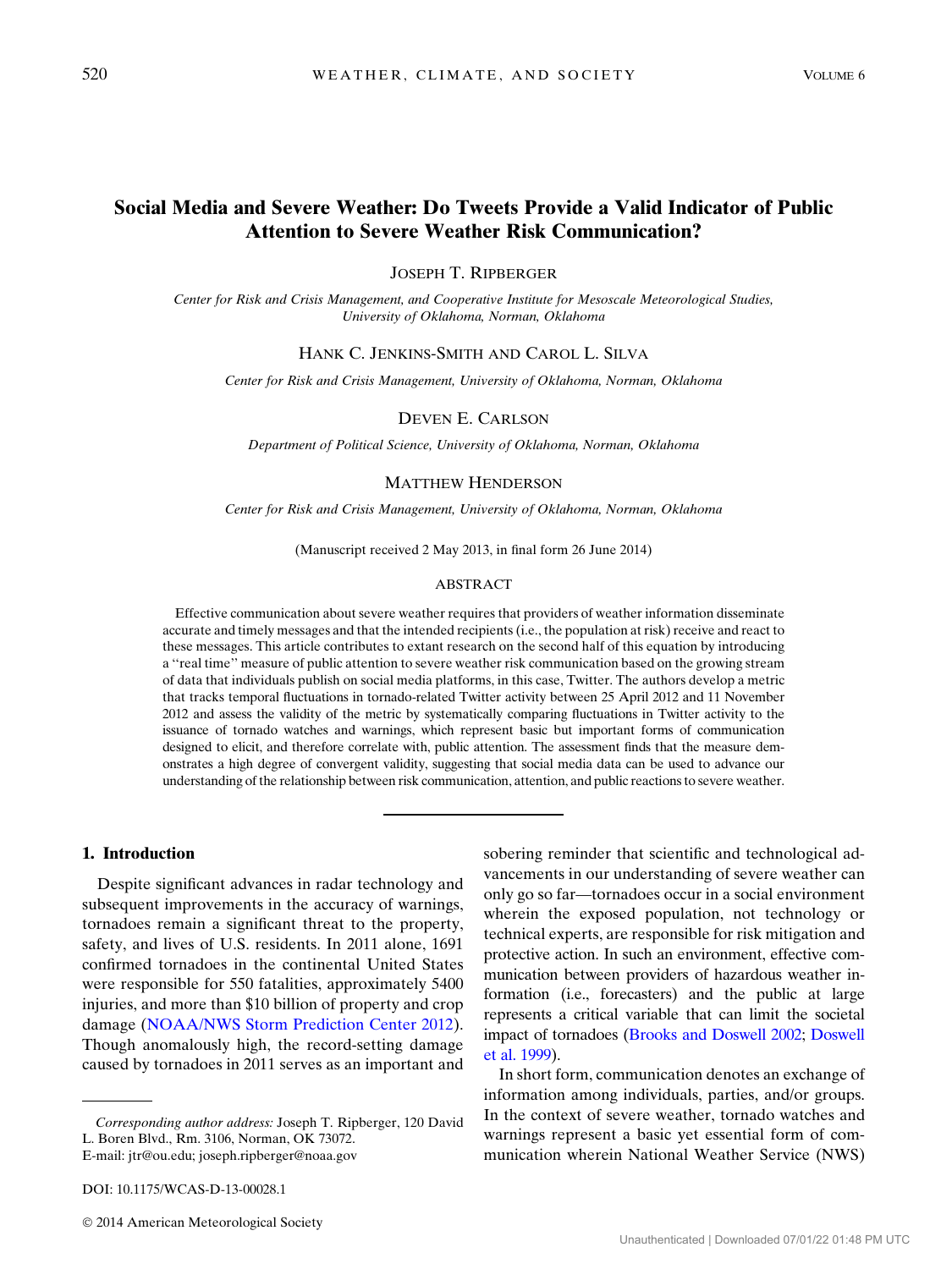# Social Media and Severe Weather: Do Tweets Provide a Valid Indicator of Public Attention to Severe Weather Risk Communication?

JOSEPH T. RIPBERGER

*Center for Risk and Crisis Management, and Cooperative Institute for Mesoscale Meteorological Studies, University of Oklahoma, Norman, Oklahoma*

HANK C. JENKINS-SMITH AND CAROL L. SILVA

*Center for Risk and Crisis Management, University of Oklahoma, Norman, Oklahoma*

DEVEN E. CARLSON

*Department of Political Science, University of Oklahoma, Norman, Oklahoma*

MATTHEW HENDERSON

*Center for Risk and Crisis Management, University of Oklahoma, Norman, Oklahoma*

(Manuscript received 2 May 2013, in final form 26 June 2014)

ABSTRACT

Effective communication about severe weather requires that providers of weather information disseminate accurate and timely messages and that the intended recipients (i.e., the population at risk) receive and react to these messages. This article contributes to extant research on the second half of this equation by introducing a "real time" measure of public attention to severe weather risk communication based on the growing stream of data that individuals publish on social media platforms, in this case, Twitter. The authors develop a metric that tracks temporal fluctuations in tornado-related Twitter activity between 25 April 2012 and 11 November 2012 and assess the validity of the metric by systematically comparing fluctuations in Twitter activity to the issuance of tornado watches and warnings, which represent basic but important forms of communication designed to elicit, and therefore correlate with, public attention. The assessment finds that the measure demonstrates a high degree of convergent validity, suggesting that social media data can be used to advance our understanding of the relationship between risk communication, attention, and public reactions to severe weather.

## 1. Introduction

Despite significant advances in radar technology and subsequent improvements in the accuracy of warnings, tornadoes remain a significant threat to the property, safety, and lives of U.S. residents. In 2011 alone, 1691 confirmed tornadoes in the continental United States were responsible for 550 fatalities, approximately 5400 injuries, and more than $10 billion of property and crop damage (NOAA/NWS Storm Prediction Center 2012). Though anomalously high, the record-setting damage caused by tornadoes in 2011 serves as an important and sobering reminder that scientific and technological advancements in our understanding of severe weather can only go so far—tornadoes occur in a social environment wherein the exposed population, not technology or technical experts, are responsible for risk mitigation and protective action. In such an environment, effective communication between providers of hazardous weather information (i.e., forecasters) and the public at large represents a critical variable that can limit the societal impact of tornadoes (Brooks and Doswell 2002; Doswell et al. 1999).

In short form, communication denotes an exchange of information among individuals, parties, and/or groups. In the context of severe weather, tornado watches and warnings represent a basic yet essential form of communication wherein National Weather Service (NWS)

*Corresponding author address:* Joseph T. Ripberger, 120 David L. Boren Blvd., Rm. 3106, Norman, OK 73072.
E-mail: jtr@ou.edu; joseph.ripberger@noaa.gov

DOI: 10.1175/WCAS-D-13-00028.1

© 2014 American Meteorological Society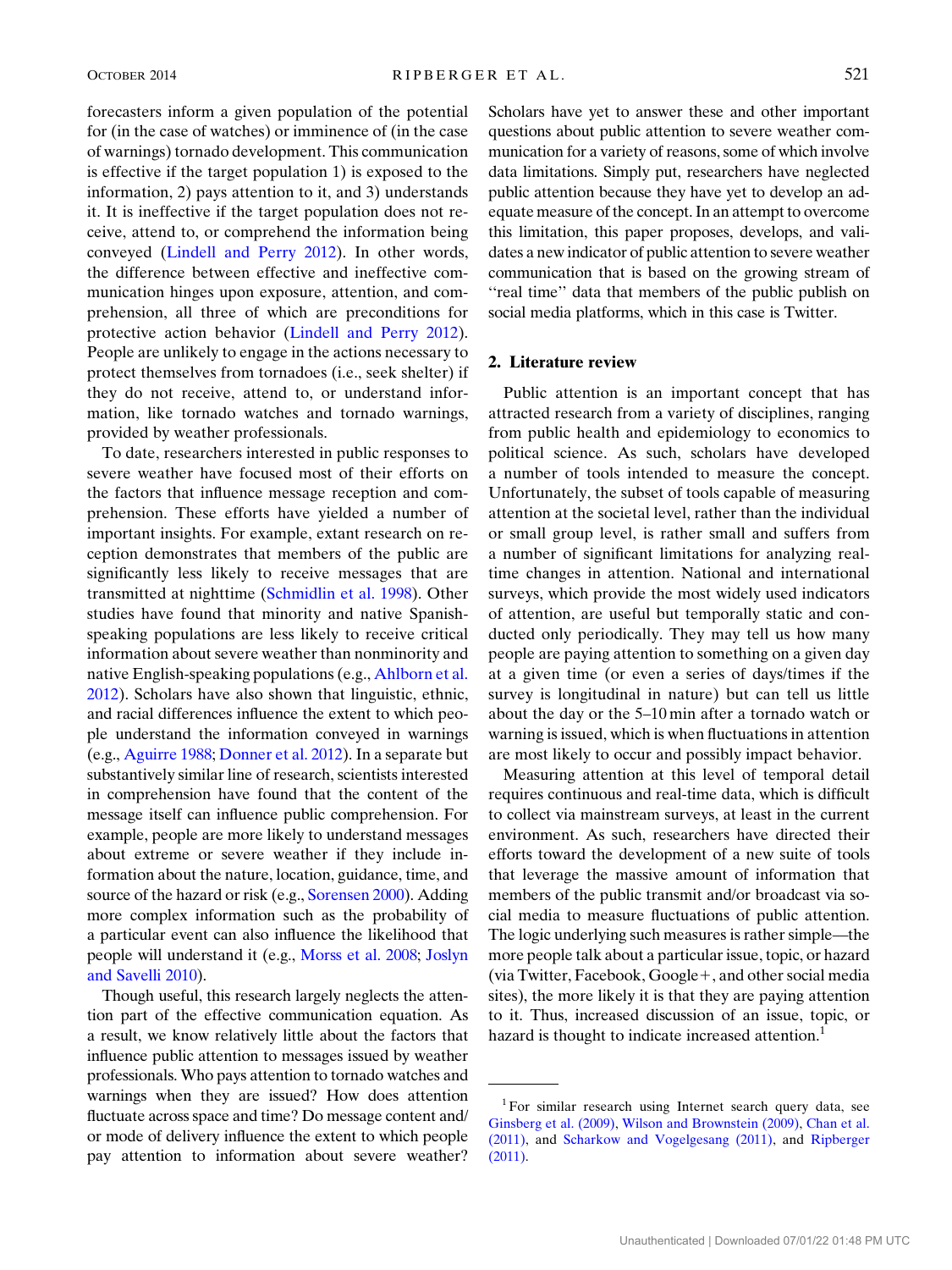forecasters inform a given population of the potential for (in the case of watches) or imminence of (in the case of warnings) tornado development. This communication is effective if the target population 1) is exposed to the information, 2) pays attention to it, and 3) understands it. It is ineffective if the target population does not receive, attend to, or comprehend the information being conveyed (Lindell and Perry 2012). In other words, the difference between effective and ineffective communication hinges upon exposure, attention, and comprehension, all three of which are preconditions for protective action behavior (Lindell and Perry 2012). People are unlikely to engage in the actions necessary to protect themselves from tornadoes (i.e., seek shelter) if they do not receive, attend to, or understand information, like tornado watches and tornado warnings, provided by weather professionals.

To date, researchers interested in public responses to severe weather have focused most of their efforts on the factors that influence message reception and comprehension. These efforts have yielded a number of important insights. For example, extant research on reception demonstrates that members of the public are significantly less likely to receive messages that are transmitted at nighttime (Schmidlin et al. 1998). Other studies have found that minority and native Spanish-speaking populations are less likely to receive critical information about severe weather than nonminority and native English-speaking populations (e.g., Ahlborn et al. 2012). Scholars have also shown that linguistic, ethnic, and racial differences influence the extent to which people understand the information conveyed in warnings (e.g., Aguirre 1988; Donner et al. 2012). In a separate but substantively similar line of research, scientists interested in comprehension have found that the content of the message itself can influence public comprehension. For example, people are more likely to understand messages about extreme or severe weather if they include information about the nature, location, guidance, time, and source of the hazard or risk (e.g., Sorensen 2000). Adding more complex information such as the probability of a particular event can also influence the likelihood that people will understand it (e.g., Morss et al. 2008; Joslyn and Savelli 2010).

Though useful, this research largely neglects the attention part of the effective communication equation. As a result, we know relatively little about the factors that influence public attention to messages issued by weather professionals. Who pays attention to tornado watches and warnings when they are issued? How does attention fluctuate across space and time? Do message content and/or mode of delivery influence the extent to which people pay attention to information about severe weather? Scholars have yet to answer these and other important questions about public attention to severe weather communication for a variety of reasons, some of which involve data limitations. Simply put, researchers have neglected public attention because they have yet to develop an adequate measure of the concept. In an attempt to overcome this limitation, this paper proposes, develops, and validates a new indicator of public attention to severe weather communication that is based on the growing stream of "real time" data that members of the public publish on social media platforms, which in this case is Twitter.

## 2. Literature review

Public attention is an important concept that has attracted research from a variety of disciplines, ranging from public health and epidemiology to economics to political science. As such, scholars have developed a number of tools intended to measure the concept. Unfortunately, the subset of tools capable of measuring attention at the societal level, rather than the individual or small group level, is rather small and suffers from a number of significant limitations for analyzing real-time changes in attention. National and international surveys, which provide the most widely used indicators of attention, are useful but temporally static and conducted only periodically. They may tell us how many people are paying attention to something on a given day at a given time (or even a series of days/times if the survey is longitudinal in nature) but can tell us little about the day or the 5–10 min after a tornado watch or warning is issued, which is when fluctuations in attention are most likely to occur and possibly impact behavior.

Measuring attention at this level of temporal detail requires continuous and real-time data, which is difficult to collect via mainstream surveys, at least in the current environment. As such, researchers have directed their efforts toward the development of a new suite of tools that leverage the massive amount of information that members of the public transmit and/or broadcast via social media to measure fluctuations of public attention. The logic underlying such measures is rather simple—the more people talk about a particular issue, topic, or hazard (via Twitter, Facebook, Google+, and other social media sites), the more likely it is that they are paying attention to it. Thus, increased discussion of an issue, topic, or hazard is thought to indicate increased attention.[1]

[1] For similar research using Internet search query data, see Ginsberg et al. (2009), Wilson and Brownstein (2009), Chan et al. (2011), and Scharkow and Vogelgesang (2011), and Ripberger (2011).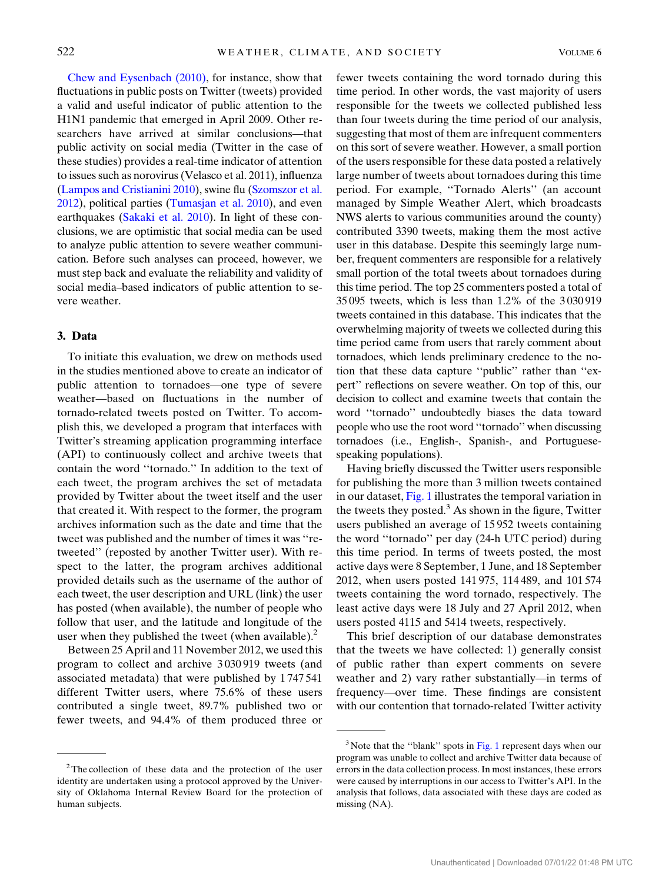Chew and Eysenbach (2010), for instance, show that fluctuations in public posts on Twitter (tweets) provided a valid and useful indicator of public attention to the H1N1 pandemic that emerged in April 2009. Other researchers have arrived at similar conclusions—that public activity on social media (Twitter in the case of these studies) provides a real-time indicator of attention to issues such as norovirus (Velasco et al. 2011), influenza (Lampos and Cristianini 2010), swine flu (Szomszor et al. 2012), political parties (Tumasjan et al. 2010), and even earthquakes (Sakaki et al. 2010). In light of these conclusions, we are optimistic that social media can be used to analyze public attention to severe weather communication. Before such analyses can proceed, however, we must step back and evaluate the reliability and validity of social media–based indicators of public attention to severe weather.

## 3. Data

To initiate this evaluation, we drew on methods used in the studies mentioned above to create an indicator of public attention to tornadoes—one type of severe weather—based on fluctuations in the number of tornado-related tweets posted on Twitter. To accomplish this, we developed a program that interfaces with Twitter's streaming application programming interface (API) to continuously collect and archive tweets that contain the word "tornado." In addition to the text of each tweet, the program archives the set of metadata provided by Twitter about the tweet itself and the user that created it. With respect to the former, the program archives information such as the date and time that the tweet was published and the number of times it was "retweeted" (reposted by another Twitter user). With respect to the latter, the program archives additional provided details such as the username of the author of each tweet, the user description and URL (link) the user has posted (when available), the number of people who follow that user, and the latitude and longitude of the user when they published the tweet (when available).[2]

Between 25 April and 11 November 2012, we used this program to collect and archive 3 030 919 tweets (and associated metadata) that were published by 1 747 541 different Twitter users, where 75.6% of these users contributed a single tweet, 89.7% published two or fewer tweets, and 94.4% of them produced three or fewer tweets containing the word tornado during this time period. In other words, the vast majority of users responsible for the tweets we collected published less than four tweets during the time period of our analysis, suggesting that most of them are infrequent commenters on this sort of severe weather. However, a small portion of the users responsible for these data posted a relatively large number of tweets about tornadoes during this time period. For example, "Tornado Alerts" (an account managed by Simple Weather Alert, which broadcasts NWS alerts to various communities around the county) contributed 3390 tweets, making them the most active user in this database. Despite this seemingly large number, frequent commenters are responsible for a relatively small portion of the total tweets about tornadoes during this time period. The top 25 commenters posted a total of 35 095 tweets, which is less than 1.2% of the 3 030 919 tweets contained in this database. This indicates that the overwhelming majority of tweets we collected during this time period came from users that rarely comment about tornadoes, which lends preliminary credence to the notion that these data capture "public" rather than "expert" reflections on severe weather. On top of this, our decision to collect and examine tweets that contain the word "tornado" undoubtedly biases the data toward people who use the root word "tornado" when discussing tornadoes (i.e., English-, Spanish-, and Portuguese-speaking populations).

Having briefly discussed the Twitter users responsible for publishing the more than 3 million tweets contained in our dataset, Fig. 1 illustrates the temporal variation in the tweets they posted.[3] As shown in the figure, Twitter users published an average of 15 952 tweets containing the word "tornado" per day (24-h UTC period) during this time period. In terms of tweets posted, the most active days were 8 September, 1 June, and 18 September 2012, when users posted 141 975, 114 489, and 101 574 tweets containing the word tornado, respectively. The least active days were 18 July and 27 April 2012, when users posted 4115 and 5414 tweets, respectively.

This brief description of our database demonstrates that the tweets we have collected: 1) generally consist of public rather than expert comments on severe weather and 2) vary rather substantially—in terms of frequency—over time. These findings are consistent with our contention that tornado-related Twitter activity

---

[2] The collection of these data and the protection of the user identity are undertaken using a protocol approved by the University of Oklahoma Internal Review Board for the protection of human subjects.

[3] Note that the "blank" spots in Fig. 1 represent days when our program was unable to collect and archive Twitter data because of errors in the data collection process. In most instances, these errors were caused by interruptions in our access to Twitter's API. In the analysis that follows, data associated with these days are coded as missing (NA).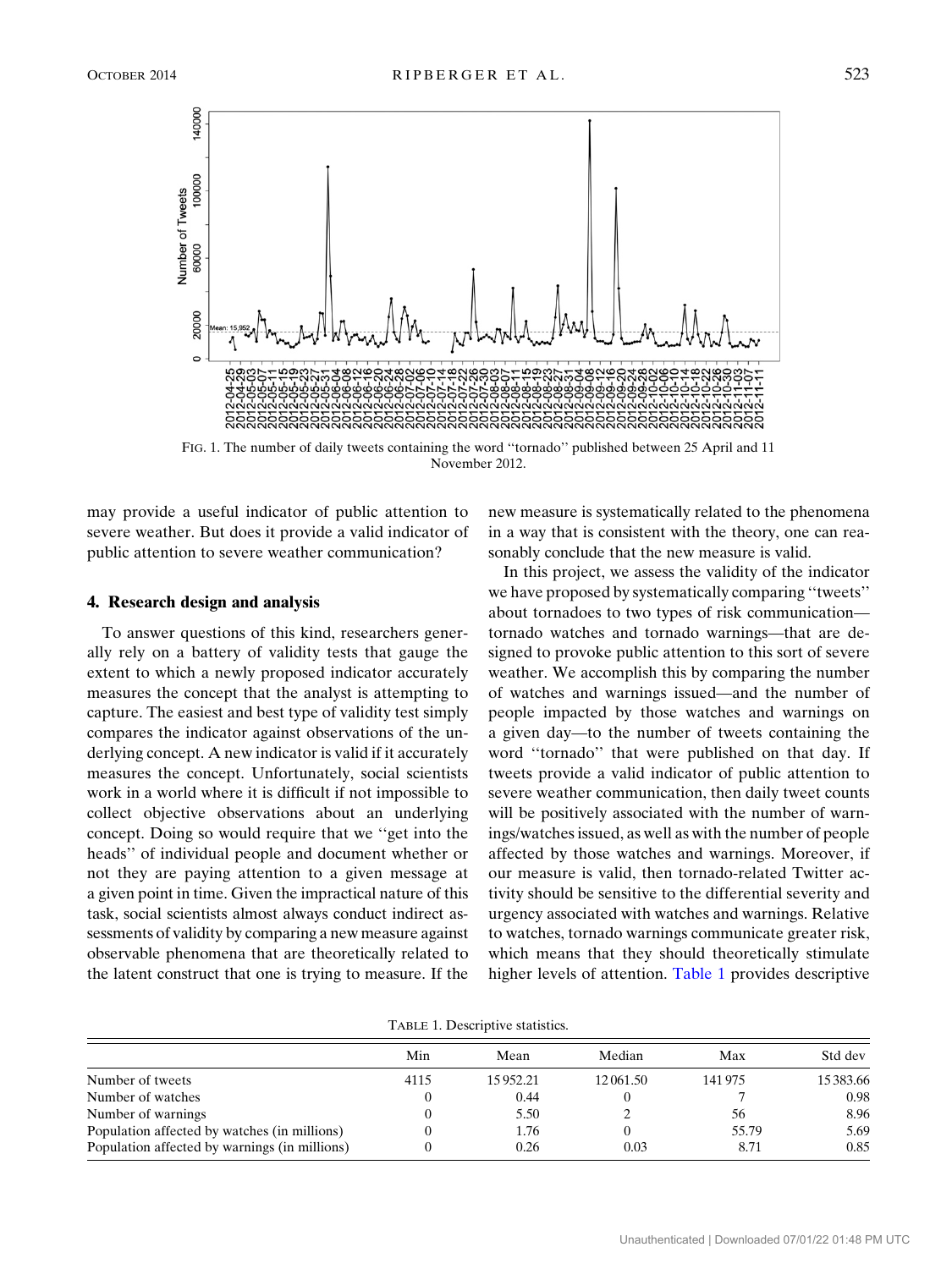FIG. 1. The number of daily tweets containing the word ''tornado'' published between 25 April and 11 November 2012.

may provide a useful indicator of public attention to severe weather. But does it provide a valid indicator of public attention to severe weather communication?

## 4. Research design and analysis

To answer questions of this kind, researchers generally rely on a battery of validity tests that gauge the extent to which a newly proposed indicator accurately measures the concept that the analyst is attempting to capture. The easiest and best type of validity test simply compares the indicator against observations of the underlying concept. A new indicator is valid if it accurately measures the concept. Unfortunately, social scientists work in a world where it is difficult if not impossible to collect objective observations about an underlying concept. Doing so would require that we ''get into the heads'' of individual people and document whether or not they are paying attention to a given message at a given point in time. Given the impractical nature of this task, social scientists almost always conduct indirect assessments of validity by comparing a new measure against observable phenomena that are theoretically related to the latent construct that one is trying to measure. If the new measure is systematically related to the phenomena in a way that is consistent with the theory, one can reasonably conclude that the new measure is valid.

In this project, we assess the validity of the indicator we have proposed by systematically comparing ''tweets'' about tornadoes to two types of risk communication—tornado watches and tornado warnings—that are designed to provoke public attention to this sort of severe weather. We accomplish this by comparing the number of watches and warnings issued—and the number of people impacted by those watches and warnings on a given day—to the number of tweets containing the word ''tornado'' that were published on that day. If tweets provide a valid indicator of public attention to severe weather communication, then daily tweet counts will be positively associated with the number of warnings/watches issued, as well as with the number of people affected by those watches and warnings. Moreover, if our measure is valid, then tornado-related Twitter activity should be sensitive to the differential severity and urgency associated with watches and warnings. Relative to watches, tornado warnings communicate greater risk, which means that they should theoretically stimulate higher levels of attention. Table 1 provides descriptive

TABLE 1. Descriptive statistics.

| | Min | Mean | Median | Max | Std dev |
|---|---|---|---|---|---|
| Number of tweets | 4115 | 15 952.21 | 12 061.50 | 141 975 | 15 383.66 |
| Number of watches | 0 | 0.44 | 0 | 7 | 0.98 |
| Number of warnings | 0 | 5.50 | 2 | 56 | 8.96 |
| Population affected by watches (in millions) | 0 | 1.76 | 0 | 55.79 | 5.69 |
| Population affected by warnings (in millions) | 0 | 0.26 | 0.03 | 8.71 | 0.85 |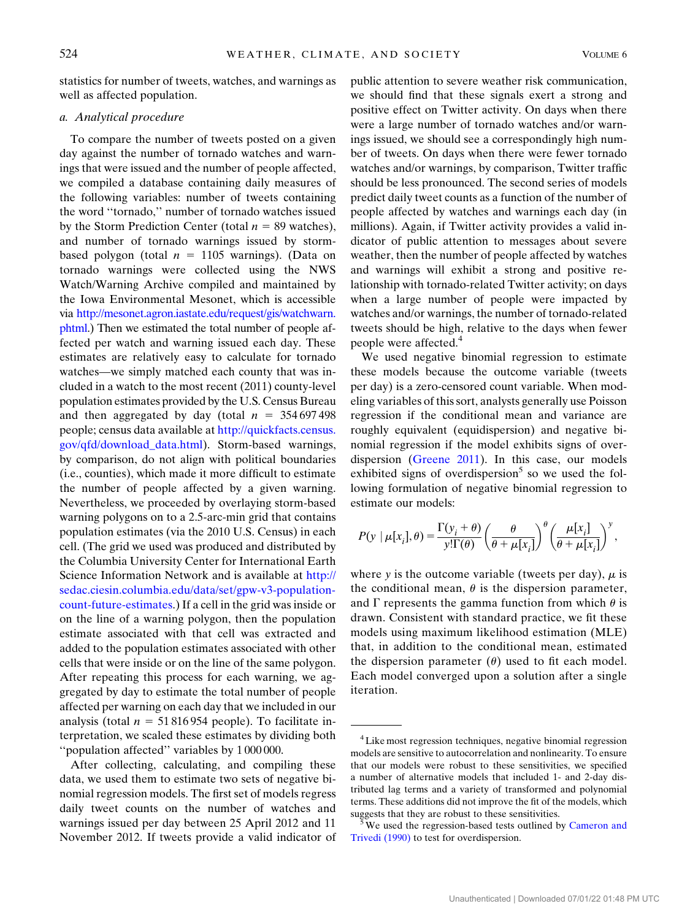statistics for number of tweets, watches, and warnings as well as affected population.

### a. Analytical procedure

To compare the number of tweets posted on a given day against the number of tornado watches and warnings that were issued and the number of people affected, we compiled a database containing daily measures of the following variables: number of tweets containing the word "tornado," number of tornado watches issued by the Storm Prediction Center (total $n = 89$ watches), and number of tornado warnings issued by storm-based polygon (total $n = 1105$ warnings). (Data on tornado warnings were collected using the NWS Watch/Warning Archive compiled and maintained by the Iowa Environmental Mesonet, which is accessible via http://mesonet.agron.iastate.edu/request/gis/watchwarn.phtml.) Then we estimated the total number of people affected per watch and warning issued each day. These estimates are relatively easy to calculate for tornado watches—we simply matched each county that was included in a watch to the most recent (2011) county-level population estimates provided by the U.S. Census Bureau and then aggregated by day (total $n = 354\,697\,498$ people; census data available at http://quickfacts.census.gov/qfd/download_data.html). Storm-based warnings, by comparison, do not align with political boundaries (i.e., counties), which made it more difficult to estimate the number of people affected by a given warning. Nevertheless, we proceeded by overlaying storm-based warning polygons on to a 2.5-arc-min grid that contains population estimates (via the 2010 U.S. Census) in each cell. (The grid we used was produced and distributed by the Columbia University Center for International Earth Science Information Network and is available at http://sedac.ciesin.columbia.edu/data/set/gpw-v3-population-count-future-estimates.) If a cell in the grid was inside or on the line of a warning polygon, then the population estimate associated with that cell was extracted and added to the population estimates associated with other cells that were inside or on the line of the same polygon. After repeating this process for each warning, we aggregated by day to estimate the total number of people affected per warning on each day that we included in our analysis (total $n = 51\,816\,954$ people). To facilitate interpretation, we scaled these estimates by dividing both "population affected" variables by 1 000 000.

After collecting, calculating, and compiling these data, we used them to estimate two sets of negative binomial regression models. The first set of models regress daily tweet counts on the number of watches and warnings issued per day between 25 April 2012 and 11 November 2012. If tweets provide a valid indicator of public attention to severe weather risk communication, we should find that these signals exert a strong and positive effect on Twitter activity. On days when there were a large number of tornado watches and/or warnings issued, we should see a correspondingly high number of tweets. On days when there were fewer tornado watches and/or warnings, by comparison, Twitter traffic should be less pronounced. The second series of models predict daily tweet counts as a function of the number of people affected by watches and warnings each day (in millions). Again, if Twitter activity provides a valid indicator of public attention to messages about severe weather, then the number of people affected by watches and warnings will exhibit a strong and positive relationship with tornado-related Twitter activity; on days when a large number of people were impacted by watches and/or warnings, the number of tornado-related tweets should be high, relative to the days when fewer people were affected.[4]

We used negative binomial regression to estimate these models because the outcome variable (tweets per day) is a zero-censored count variable. When modeling variables of this sort, analysts generally use Poisson regression if the conditional mean and variance are roughly equivalent (equidispersion) and negative binomial regression if the model exhibits signs of overdispersion (Greene 2011). In this case, our models exhibited signs of overdispersion[5] so we used the following formulation of negative binomial regression to estimate our models:

$$P(y \mid \mu[x_i], \theta) = \frac{\Gamma(y_i + \theta)}{y!\Gamma(\theta)} \left(\frac{\theta}{\theta + \mu[x_i]}\right)^{\theta} \left(\frac{\mu[x_i]}{\theta + \mu[x_i]}\right)^{y},$$

where $y$ is the outcome variable (tweets per day), $\mu$ is the conditional mean, $\theta$ is the dispersion parameter, and $\Gamma$ represents the gamma function from which $\theta$ is drawn. Consistent with standard practice, we fit these models using maximum likelihood estimation (MLE) that, in addition to the conditional mean, estimated the dispersion parameter ($\theta$) used to fit each model. Each model converged upon a solution after a single iteration.

---

[4] Like most regression techniques, negative binomial regression models are sensitive to autocorrelation and nonlinearity. To ensure that our models were robust to these sensitivities, we specified a number of alternative models that included 1- and 2-day distributed lag terms and a variety of transformed and polynomial terms. These additions did not improve the fit of the models, which suggests that they are robust to these sensitivities.

[5] We used the regression-based tests outlined by Cameron and Trivedi (1990) to test for overdispersion.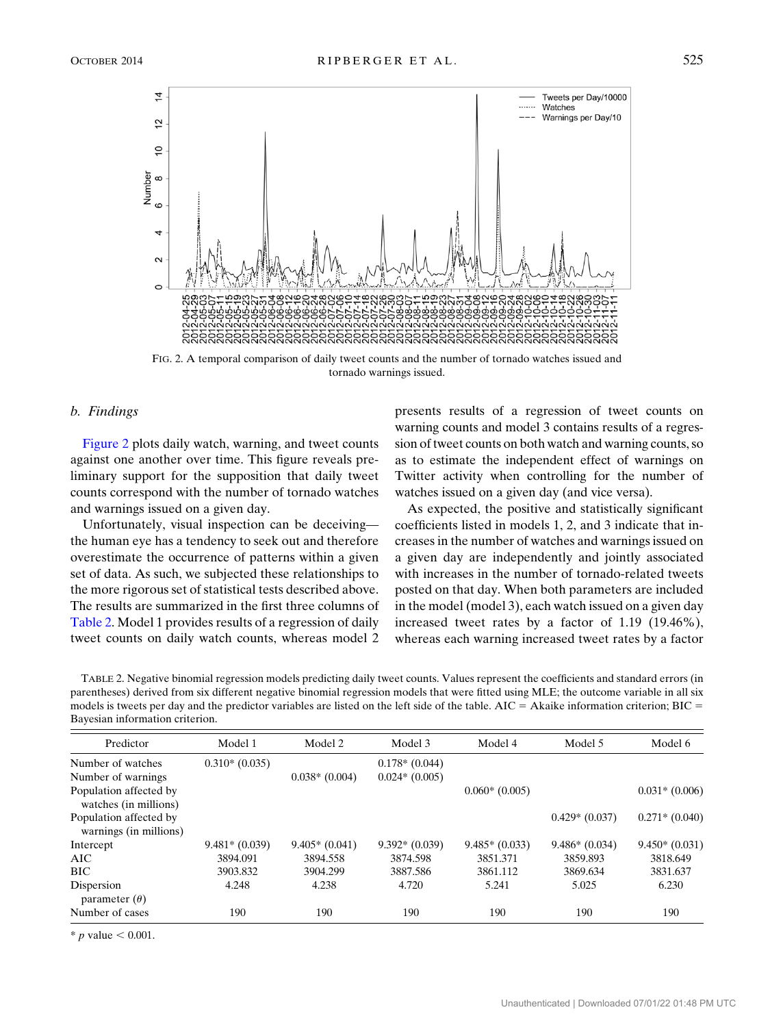FIG. 2. A temporal comparison of daily tweet counts and the number of tornado watches issued and tornado warnings issued.

### b. Findings

Figure 2 plots daily watch, warning, and tweet counts against one another over time. This figure reveals preliminary support for the supposition that daily tweet counts correspond with the number of tornado watches and warnings issued on a given day.

Unfortunately, visual inspection can be deceiving—the human eye has a tendency to seek out and therefore overestimate the occurrence of patterns within a given set of data. As such, we subjected these relationships to the more rigorous set of statistical tests described above. The results are summarized in the first three columns of Table 2. Model 1 provides results of a regression of daily tweet counts on daily watch counts, whereas model 2 presents results of a regression of tweet counts on warning counts and model 3 contains results of a regression of tweet counts on both watch and warning counts, so as to estimate the independent effect of warnings on Twitter activity when controlling for the number of watches issued on a given day (and vice versa).

As expected, the positive and statistically significant coefficients listed in models 1, 2, and 3 indicate that increases in the number of watches and warnings issued on a given day are independently and jointly associated with increases in the number of tornado-related tweets posted on that day. When both parameters are included in the model (model 3), each watch issued on a given day increased tweet rates by a factor of 1.19 (19.46%), whereas each warning increased tweet rates by a factor

TABLE 2. Negative binomial regression models predicting daily tweet counts. Values represent the coefficients and standard errors (in parentheses) derived from six different negative binomial regression models that were fitted using MLE; the outcome variable in all six models is tweets per day and the predictor variables are listed on the left side of the table. AIC = Akaike information criterion; BIC = Bayesian information criterion.

| Predictor | Model 1 | Model 2 | Model 3 | Model 4 | Model 5 | Model 6 |
|---|---|---|---|---|---|---|
| Number of watches | 0.310* (0.035) | | 0.178* (0.044) | | | |
| Number of warnings | | 0.038* (0.004) | 0.024* (0.005) | | | |
| Population affected by watches (in millions) | | | | 0.060* (0.005) | | 0.031* (0.006) |
| Population affected by warnings (in millions) | | | | | 0.429* (0.037) | 0.271* (0.040) |
| Intercept | 9.481* (0.039) | 9.405* (0.041) | 9.392* (0.039) | 9.485* (0.033) | 9.486* (0.034) | 9.450* (0.031) |
| AIC | 3894.091 | 3894.558 | 3874.598 | 3851.371 | 3859.893 | 3818.649 |
| BIC | 3903.832 | 3904.299 | 3887.586 | 3861.112 | 3869.634 | 3831.637 |
| Dispersion parameter ($\theta$) | 4.248 | 4.238 | 4.720 | 5.241 | 5.025 | 6.230 |
| Number of cases | 190 | 190 | 190 | 190 | 190 | 190 |

* $p$ value $< 0.001$.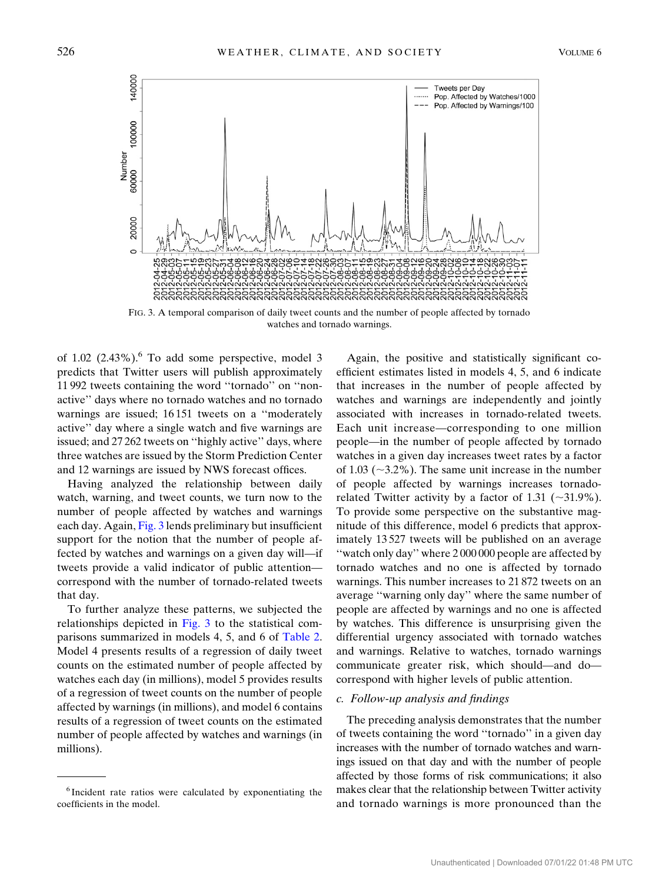FIG. 3. A temporal comparison of daily tweet counts and the number of people affected by tornado watches and tornado warnings.

of 1.02 (2.43%).[6] To add some perspective, model 3 predicts that Twitter users will publish approximately 11 992 tweets containing the word ''tornado'' on ''non-active'' days where no tornado watches and no tornado warnings are issued; 16 151 tweets on a ''moderately active'' day where a single watch and five warnings are issued; and 27 262 tweets on ''highly active'' days, where three watches are issued by the Storm Prediction Center and 12 warnings are issued by NWS forecast offices.

Having analyzed the relationship between daily watch, warning, and tweet counts, we turn now to the number of people affected by watches and warnings each day. Again, Fig. 3 lends preliminary but insufficient support for the notion that the number of people affected by watches and warnings on a given day will—if tweets provide a valid indicator of public attention—correspond with the number of tornado-related tweets that day.

To further analyze these patterns, we subjected the relationships depicted in Fig. 3 to the statistical comparisons summarized in models 4, 5, and 6 of Table 2. Model 4 presents results of a regression of daily tweet counts on the estimated number of people affected by watches each day (in millions), model 5 provides results of a regression of tweet counts on the number of people affected by warnings (in millions), and model 6 contains results of a regression of tweet counts on the estimated number of people affected by watches and warnings (in millions).

Again, the positive and statistically significant coefficient estimates listed in models 4, 5, and 6 indicate that increases in the number of people affected by watches and warnings are independently and jointly associated with increases in tornado-related tweets. Each unit increase—corresponding to one million people—in the number of people affected by tornado watches in a given day increases tweet rates by a factor of 1.03 (~3.2%). The same unit increase in the number of people affected by warnings increases tornado-related Twitter activity by a factor of 1.31 (~31.9%). To provide some perspective on the substantive magnitude of this difference, model 6 predicts that approximately 13 527 tweets will be published on an average ''watch only day'' where 2 000 000 people are affected by tornado watches and no one is affected by tornado warnings. This number increases to 21 872 tweets on an average ''warning only day'' where the same number of people are affected by warnings and no one is affected by watches. This difference is unsurprising given the differential urgency associated with tornado watches and warnings. Relative to watches, tornado warnings communicate greater risk, which should—and do—correspond with higher levels of public attention.

### c. *Follow-up analysis and findings*

The preceding analysis demonstrates that the number of tweets containing the word ''tornado'' in a given day increases with the number of tornado watches and warnings issued on that day and with the number of people affected by those forms of risk communications; it also makes clear that the relationship between Twitter activity and tornado warnings is more pronounced than the

[6] Incident rate ratios were calculated by exponentiating the coefficients in the model.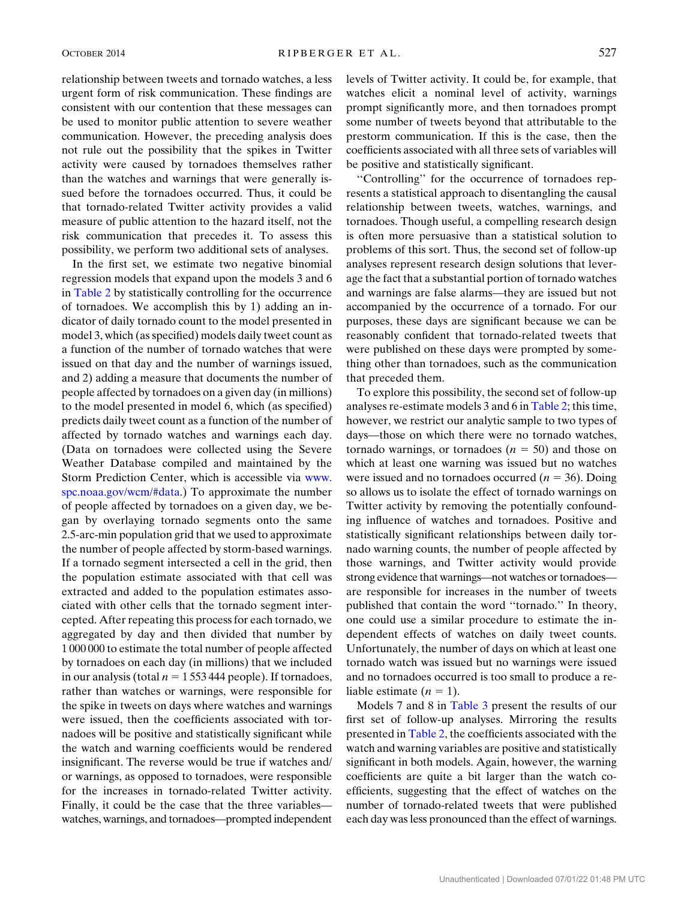relationship between tweets and tornado watches, a less urgent form of risk communication. These findings are consistent with our contention that these messages can be used to monitor public attention to severe weather communication. However, the preceding analysis does not rule out the possibility that the spikes in Twitter activity were caused by tornadoes themselves rather than the watches and warnings that were generally issued before the tornadoes occurred. Thus, it could be that tornado-related Twitter activity provides a valid measure of public attention to the hazard itself, not the risk communication that precedes it. To assess this possibility, we perform two additional sets of analyses.

In the first set, we estimate two negative binomial regression models that expand upon the models 3 and 6 in Table 2 by statistically controlling for the occurrence of tornadoes. We accomplish this by 1) adding an indicator of daily tornado count to the model presented in model 3, which (as specified) models daily tweet count as a function of the number of tornado watches that were issued on that day and the number of warnings issued, and 2) adding a measure that documents the number of people affected by tornadoes on a given day (in millions) to the model presented in model 6, which (as specified) predicts daily tweet count as a function of the number of affected by tornado watches and warnings each day. (Data on tornadoes were collected using the Severe Weather Database compiled and maintained by the Storm Prediction Center, which is accessible via www.spc.noaa.gov/wcm/#data.) To approximate the number of people affected by tornadoes on a given day, we began by overlaying tornado segments onto the same 2.5-arc-min population grid that we used to approximate the number of people affected by storm-based warnings. If a tornado segment intersected a cell in the grid, then the population estimate associated with that cell was extracted and added to the population estimates associated with other cells that the tornado segment intercepted. After repeating this process for each tornado, we aggregated by day and then divided that number by 1 000 000 to estimate the total number of people affected by tornadoes on each day (in millions) that we included in our analysis (total $n$ = 1 553 444 people). If tornadoes, rather than watches or warnings, were responsible for the spike in tweets on days where watches and warnings were issued, then the coefficients associated with tornadoes will be positive and statistically significant while the watch and warning coefficients would be rendered insignificant. The reverse would be true if watches and/or warnings, as opposed to tornadoes, were responsible for the increases in tornado-related Twitter activity. Finally, it could be the case that the three variables—watches, warnings, and tornadoes—prompted independent levels of Twitter activity. It could be, for example, that watches elicit a nominal level of activity, warnings prompt significantly more, and then tornadoes prompt some number of tweets beyond that attributable to the prestorm communication. If this is the case, then the coefficients associated with all three sets of variables will be positive and statistically significant.

''Controlling'' for the occurrence of tornadoes represents a statistical approach to disentangling the causal relationship between tweets, watches, warnings, and tornadoes. Though useful, a compelling research design is often more persuasive than a statistical solution to problems of this sort. Thus, the second set of follow-up analyses represent research design solutions that leverage the fact that a substantial portion of tornado watches and warnings are false alarms—they are issued but not accompanied by the occurrence of a tornado. For our purposes, these days are significant because we can be reasonably confident that tornado-related tweets that were published on these days were prompted by something other than tornadoes, such as the communication that preceded them.

To explore this possibility, the second set of follow-up analyses re-estimate models 3 and 6 in Table 2; this time, however, we restrict our analytic sample to two types of days—those on which there were no tornado watches, tornado warnings, or tornadoes ($n$ = 50) and those on which at least one warning was issued but no watches were issued and no tornadoes occurred ($n$ = 36). Doing so allows us to isolate the effect of tornado warnings on Twitter activity by removing the potentially confounding influence of watches and tornadoes. Positive and statistically significant relationships between daily tornado warning counts, the number of people affected by those warnings, and Twitter activity would provide strong evidence that warnings—not watches or tornadoes—are responsible for increases in the number of tweets published that contain the word ''tornado.'' In theory, one could use a similar procedure to estimate the independent effects of watches on daily tweet counts. Unfortunately, the number of days on which at least one tornado watch was issued but no warnings were issued and no tornadoes occurred is too small to produce a reliable estimate ($n$ = 1).

Models 7 and 8 in Table 3 present the results of our first set of follow-up analyses. Mirroring the results presented in Table 2, the coefficients associated with the watch and warning variables are positive and statistically significant in both models. Again, however, the warning coefficients are quite a bit larger than the watch coefficients, suggesting that the effect of watches on the number of tornado-related tweets that were published each day was less pronounced than the effect of warnings.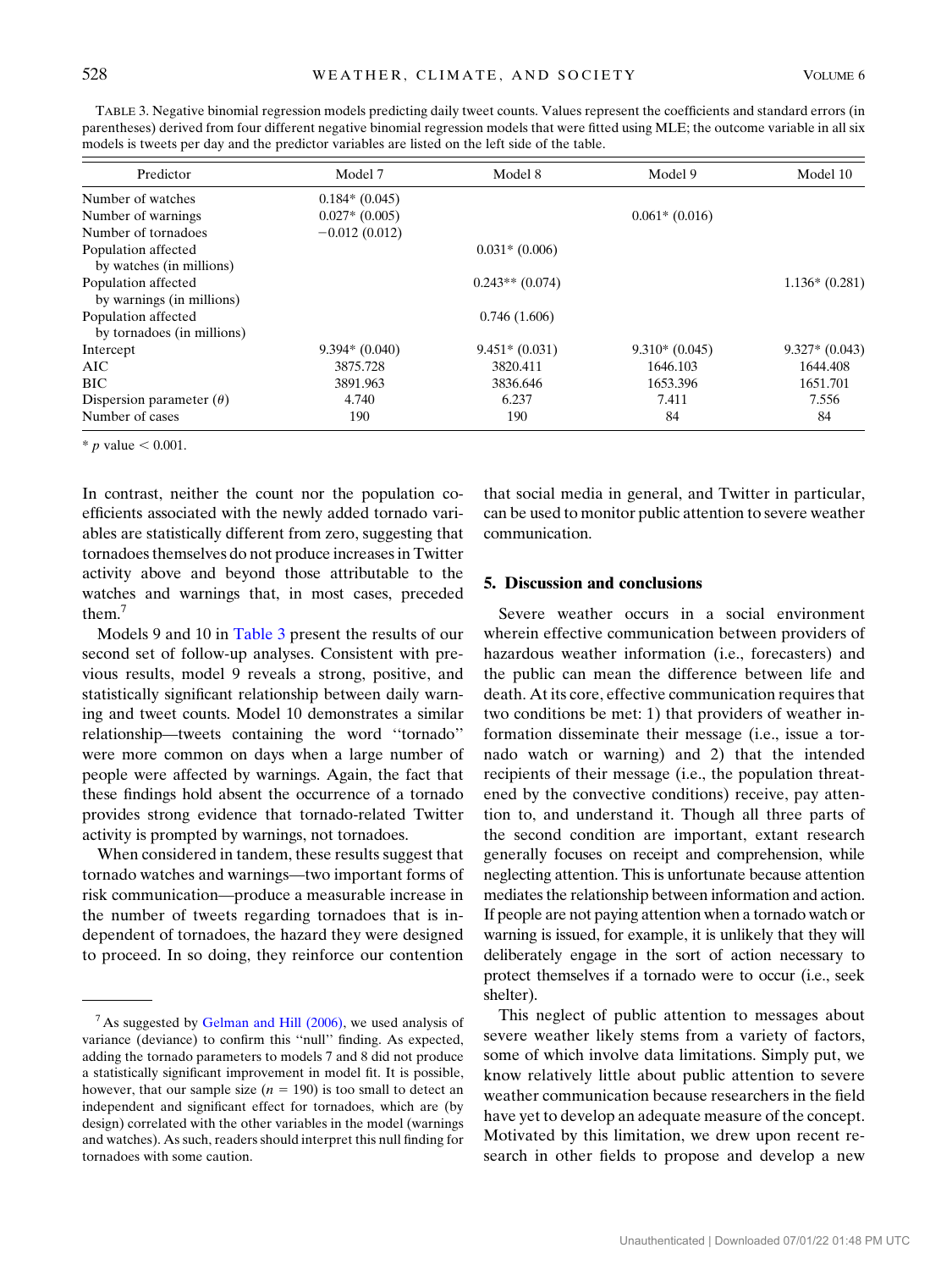TABLE 3. Negative binomial regression models predicting daily tweet counts. Values represent the coefficients and standard errors (in parentheses) derived from four different negative binomial regression models that were fitted using MLE; the outcome variable in all six models is tweets per day and the predictor variables are listed on the left side of the table.

| Predictor | Model 7 | Model 8 | Model 9 | Model 10 |
|---|---|---|---|---|
| Number of watches | 0.184* (0.045) | | | |
| Number of warnings | 0.027* (0.005) | | 0.061* (0.016) | |
| Number of tornadoes | −0.012 (0.012) | | | |
| Population affected by watches (in millions) | | 0.031* (0.006) | | |
| Population affected by warnings (in millions) | | 0.243** (0.074) | | 1.136* (0.281) |
| Population affected by tornadoes (in millions) | | 0.746 (1.606) | | |
| Intercept | 9.394* (0.040) | 9.451* (0.031) | 9.310* (0.045) | 9.327* (0.043) |
| AIC | 3875.728 | 3820.411 | 1646.103 | 1644.408 |
| BIC | 3891.963 | 3836.646 | 1653.396 | 1651.701 |
| Dispersion parameter ($\theta$) | 4.740 | 6.237 | 7.411 | 7.556 |
| Number of cases | 190 | 190 | 84 | 84 |

* $p$ value $< 0.001$.

In contrast, neither the count nor the population coefficients associated with the newly added tornado variables are statistically different from zero, suggesting that tornadoes themselves do not produce increases in Twitter activity above and beyond those attributable to the watches and warnings that, in most cases, preceded them.[7]

Models 9 and 10 in Table 3 present the results of our second set of follow-up analyses. Consistent with previous results, model 9 reveals a strong, positive, and statistically significant relationship between daily warning and tweet counts. Model 10 demonstrates a similar relationship—tweets containing the word ''tornado'' were more common on days when a large number of people were affected by warnings. Again, the fact that these findings hold absent the occurrence of a tornado provides strong evidence that tornado-related Twitter activity is prompted by warnings, not tornadoes.

When considered in tandem, these results suggest that tornado watches and warnings—two important forms of risk communication—produce a measurable increase in the number of tweets regarding tornadoes that is independent of tornadoes, the hazard they were designed to proceed. In so doing, they reinforce our contention that social media in general, and Twitter in particular, can be used to monitor public attention to severe weather communication.

## 5. Discussion and conclusions

Severe weather occurs in a social environment wherein effective communication between providers of hazardous weather information (i.e., forecasters) and the public can mean the difference between life and death. At its core, effective communication requires that two conditions be met: 1) that providers of weather information disseminate their message (i.e., issue a tornado watch or warning) and 2) that the intended recipients of their message (i.e., the population threatened by the convective conditions) receive, pay attention to, and understand it. Though all three parts of the second condition are important, extant research generally focuses on receipt and comprehension, while neglecting attention. This is unfortunate because attention mediates the relationship between information and action. If people are not paying attention when a tornado watch or warning is issued, for example, it is unlikely that they will deliberately engage in the sort of action necessary to protect themselves if a tornado were to occur (i.e., seek shelter).

This neglect of public attention to messages about severe weather likely stems from a variety of factors, some of which involve data limitations. Simply put, we know relatively little about public attention to severe weather communication because researchers in the field have yet to develop an adequate measure of the concept. Motivated by this limitation, we drew upon recent research in other fields to propose and develop a new

[7] As suggested by Gelman and Hill (2006), we used analysis of variance (deviance) to confirm this ''null'' finding. As expected, adding the tornado parameters to models 7 and 8 did not produce a statistically significant improvement in model fit. It is possible, however, that our sample size ($n = 190$) is too small to detect an independent and significant effect for tornadoes, which are (by design) correlated with the other variables in the model (warnings and watches). As such, readers should interpret this null finding for tornadoes with some caution.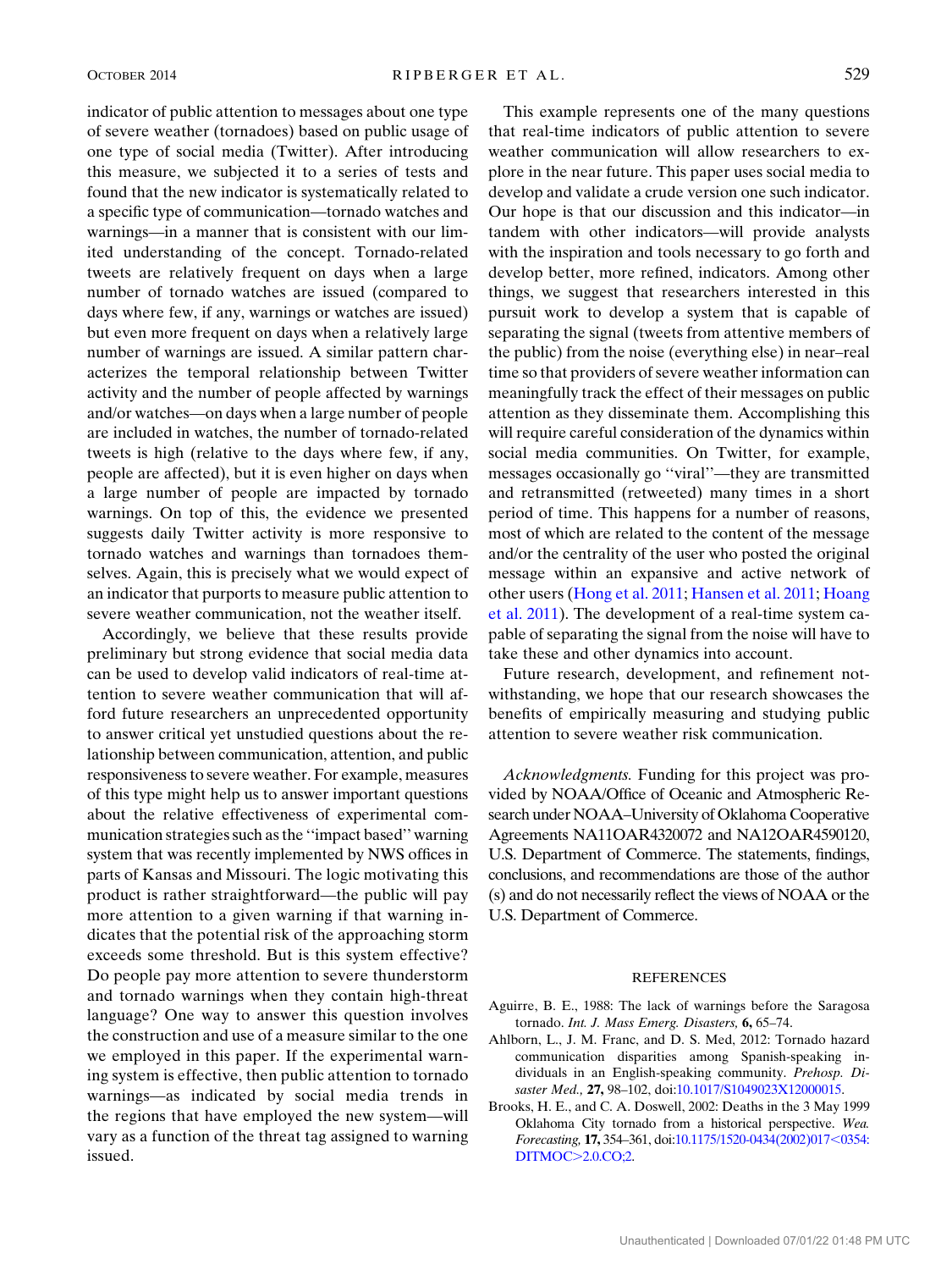indicator of public attention to messages about one type of severe weather (tornadoes) based on public usage of one type of social media (Twitter). After introducing this measure, we subjected it to a series of tests and found that the new indicator is systematically related to a specific type of communication—tornado watches and warnings—in a manner that is consistent with our limited understanding of the concept. Tornado-related tweets are relatively frequent on days when a large number of tornado watches are issued (compared to days where few, if any, warnings or watches are issued) but even more frequent on days when a relatively large number of warnings are issued. A similar pattern characterizes the temporal relationship between Twitter activity and the number of people affected by warnings and/or watches—on days when a large number of people are included in watches, the number of tornado-related tweets is high (relative to the days where few, if any, people are affected), but it is even higher on days when a large number of people are impacted by tornado warnings. On top of this, the evidence we presented suggests daily Twitter activity is more responsive to tornado watches and warnings than tornadoes themselves. Again, this is precisely what we would expect of an indicator that purports to measure public attention to severe weather communication, not the weather itself.

Accordingly, we believe that these results provide preliminary but strong evidence that social media data can be used to develop valid indicators of real-time attention to severe weather communication that will afford future researchers an unprecedented opportunity to answer critical yet unstudied questions about the relationship between communication, attention, and public responsiveness to severe weather. For example, measures of this type might help us to answer important questions about the relative effectiveness of experimental communication strategies such as the ''impact based'' warning system that was recently implemented by NWS offices in parts of Kansas and Missouri. The logic motivating this product is rather straightforward—the public will pay more attention to a given warning if that warning indicates that the potential risk of the approaching storm exceeds some threshold. But is this system effective? Do people pay more attention to severe thunderstorm and tornado warnings when they contain high-threat language? One way to answer this question involves the construction and use of a measure similar to the one we employed in this paper. If the experimental warning system is effective, then public attention to tornado warnings—as indicated by social media trends in the regions that have employed the new system—will vary as a function of the threat tag assigned to warning issued.

This example represents one of the many questions that real-time indicators of public attention to severe weather communication will allow researchers to explore in the near future. This paper uses social media to develop and validate a crude version one such indicator. Our hope is that our discussion and this indicator—in tandem with other indicators—will provide analysts with the inspiration and tools necessary to go forth and develop better, more refined, indicators. Among other things, we suggest that researchers interested in this pursuit work to develop a system that is capable of separating the signal (tweets from attentive members of the public) from the noise (everything else) in near–real time so that providers of severe weather information can meaningfully track the effect of their messages on public attention as they disseminate them. Accomplishing this will require careful consideration of the dynamics within social media communities. On Twitter, for example, messages occasionally go ''viral''—they are transmitted and retransmitted (retweeted) many times in a short period of time. This happens for a number of reasons, most of which are related to the content of the message and/or the centrality of the user who posted the original message within an expansive and active network of other users (Hong et al. 2011; Hansen et al. 2011; Hoang et al. 2011). The development of a real-time system capable of separating the signal from the noise will have to take these and other dynamics into account.

Future research, development, and refinement notwithstanding, we hope that our research showcases the benefits of empirically measuring and studying public attention to severe weather risk communication.

*Acknowledgments.* Funding for this project was provided by NOAA/Office of Oceanic and Atmospheric Research under NOAA–University of Oklahoma Cooperative Agreements NA11OAR4320072 and NA12OAR4590120, U.S. Department of Commerce. The statements, findings, conclusions, and recommendations are those of the author (s) and do not necessarily reflect the views of NOAA or the U.S. Department of Commerce.

## REFERENCES

Aguirre, B. E., 1988: The lack of warnings before the Saragosa tornado. *Int. J. Mass Emerg. Disasters,* **6,** 65–74.

Ahlborn, L., J. M. Franc, and D. S. Med, 2012: Tornado hazard communication disparities among Spanish-speaking individuals in an English-speaking community. *Prehosp. Disaster Med.,* **27,** 98–102, doi:10.1017/S1049023X12000015.

Brooks, H. E., and C. A. Doswell, 2002: Deaths in the 3 May 1999 Oklahoma City tornado from a historical perspective. *Wea. Forecasting,* **17,** 354–361, doi:10.1175/1520-0434(2002)017<0354:DITMOC>2.0.CO;2.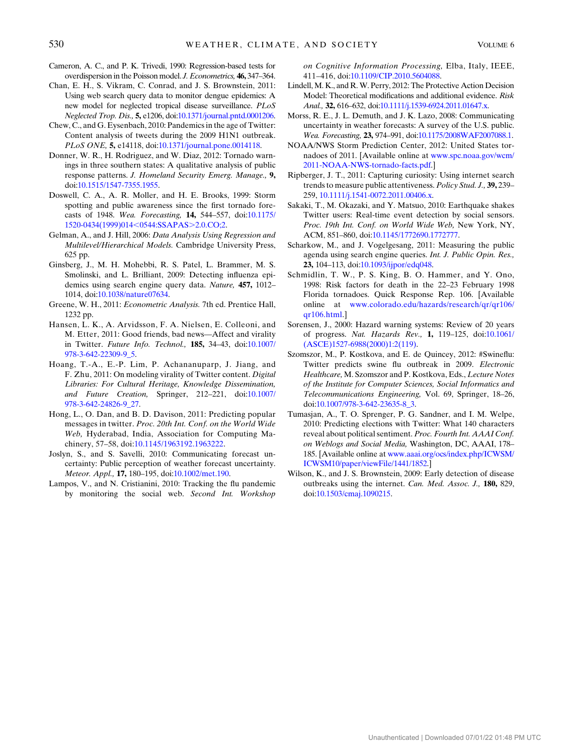Cameron, A. C., and P. K. Trivedi, 1990: Regression-based tests for overdispersion in the Poisson model. *J. Econometrics,* **46,** 347–364.

Chan, E. H., S. Vikram, C. Conrad, and J. S. Brownstein, 2011: Using web search query data to monitor dengue epidemics: A new model for neglected tropical disease surveillance. *PLoS Neglected Trop. Dis.,* **5,** e1206, doi:10.1371/journal.pntd.0001206.

Chew, C., and G. Eysenbach, 2010: Pandemics in the age of Twitter: Content analysis of tweets during the 2009 H1N1 outbreak. *PLoS ONE,* **5,** e14118, doi:10.1371/journal.pone.0014118.

Donner, W. R., H. Rodriguez, and W. Diaz, 2012: Tornado warnings in three southern states: A qualitative analysis of public response patterns. *J. Homeland Security Emerg. Manage.,* **9,** doi:10.1515/1547-7355.1955.

Doswell, C. A., A. R. Moller, and H. E. Brooks, 1999: Storm spotting and public awareness since the first tornado forecasts of 1948. *Wea. Forecasting,* **14,** 544–557, doi:10.1175/1520-0434(1999)014<0544:SSAPAS>2.0.CO;2.

Gelman, A., and J. Hill, 2006: *Data Analysis Using Regression and Multilevel/Hierarchical Models.* Cambridge University Press, 625 pp.

Ginsberg, J., M. H. Mohebbi, R. S. Patel, L. Brammer, M. S. Smolinski, and L. Brilliant, 2009: Detecting influenza epidemics using search engine query data. *Nature,* **457,** 1012–1014, doi:10.1038/nature07634.

Greene, W. H., 2011: *Econometric Analysis.* 7th ed. Prentice Hall, 1232 pp.

Hansen, L. K., A. Arvidsson, F. A. Nielsen, E. Colleoni, and M. Etter, 2011: Good friends, bad news—Affect and virality in Twitter. *Future Info. Technol.,* **185,** 34–43, doi:10.1007/978-3-642-22309-9_5.

Hoang, T.-A., E.-P. Lim, P. Achananuparp, J. Jiang, and F. Zhu, 2011: On modeling virality of Twitter content. *Digital Libraries: For Cultural Heritage, Knowledge Dissemination, and Future Creation,* Springer, 212–221, doi:10.1007/978-3-642-24826-9_27.

Hong, L., O. Dan, and B. D. Davison, 2011: Predicting popular messages in twitter. *Proc. 20th Int. Conf. on the World Wide Web,* Hyderabad, India, Association for Computing Machinery, 57–58, doi:10.1145/1963192.1963222.

Joslyn, S., and S. Savelli, 2010: Communicating forecast uncertainty: Public perception of weather forecast uncertainty. *Meteor. Appl.,* **17,** 180–195, doi:10.1002/met.190.

Lampos, V., and N. Cristianini, 2010: Tracking the flu pandemic by monitoring the social web. *Second Int. Workshop on Cognitive Information Processing,* Elba, Italy, IEEE, 411–416, doi:10.1109/CIP.2010.5604088.

Lindell, M. K., and R. W. Perry, 2012: The Protective Action Decision Model: Theoretical modifications and additional evidence. *Risk Anal.,* **32,** 616–632, doi:10.1111/j.1539-6924.2011.01647.x.

Morss, R. E., J. L. Demuth, and J. K. Lazo, 2008: Communicating uncertainty in weather forecasts: A survey of the U.S. public. *Wea. Forecasting,* **23,** 974–991, doi:10.1175/2008WAF2007088.1.

NOAA/NWS Storm Prediction Center, 2012: United States tornadoes of 2011. [Available online at www.spc.noaa.gov/wcm/2011-NOAA-NWS-tornado-facts.pdf.]

Ripberger, J. T., 2011: Capturing curiosity: Using internet search trends to measure public attentiveness. *Policy Stud. J.,* **39,** 239–259, 10.1111/j.1541-0072.2011.00406.x.

Sakaki, T., M. Okazaki, and Y. Matsuo, 2010: Earthquake shakes Twitter users: Real-time event detection by social sensors. *Proc. 19th Int. Conf. on World Wide Web,* New York, NY, ACM, 851–860, doi:10.1145/1772690.1772777.

Scharkow, M., and J. Vogelgesang, 2011: Measuring the public agenda using search engine queries. *Int. J. Public Opin. Res.,* **23,** 104–113, doi:10.1093/ijpor/edq048.

Schmidlin, T. W., P. S. King, B. O. Hammer, and Y. Ono, 1998: Risk factors for death in the 22–23 February 1998 Florida tornadoes. Quick Response Rep. 106. [Available online at www.colorado.edu/hazards/research/qr/qr106/qr106.html.]

Sorensen, J., 2000: Hazard warning systems: Review of 20 years of progress. *Nat. Hazards Rev.,* **1,** 119–125, doi:10.1061/(ASCE)1527-6988(2000)1:2(119).

Szomszor, M., P. Kostkova, and E. de Quincey, 2012: #Swineflu: Twitter predicts swine flu outbreak in 2009. *Electronic Healthcare,* M. Szomszor and P. Kostkova, Eds., *Lecture Notes of the Institute for Computer Sciences, Social Informatics and Telecommunications Engineering,* Vol. 69, Springer, 18–26, doi:10.1007/978-3-642-23635-8_3.

Tumasjan, A., T. O. Sprenger, P. G. Sandner, and I. M. Welpe, 2010: Predicting elections with Twitter: What 140 characters reveal about political sentiment. *Proc. Fourth Int. AAAI Conf. on Weblogs and Social Media,* Washington, DC, AAAI, 178–185. [Available online at www.aaai.org/ocs/index.php/ICWSM/ICWSM10/paper/viewFile/1441/1852.]

Wilson, K., and J. S. Brownstein, 2009: Early detection of disease outbreaks using the internet. *Can. Med. Assoc. J.,* **180,** 829, doi:10.1503/cmaj.1090215.